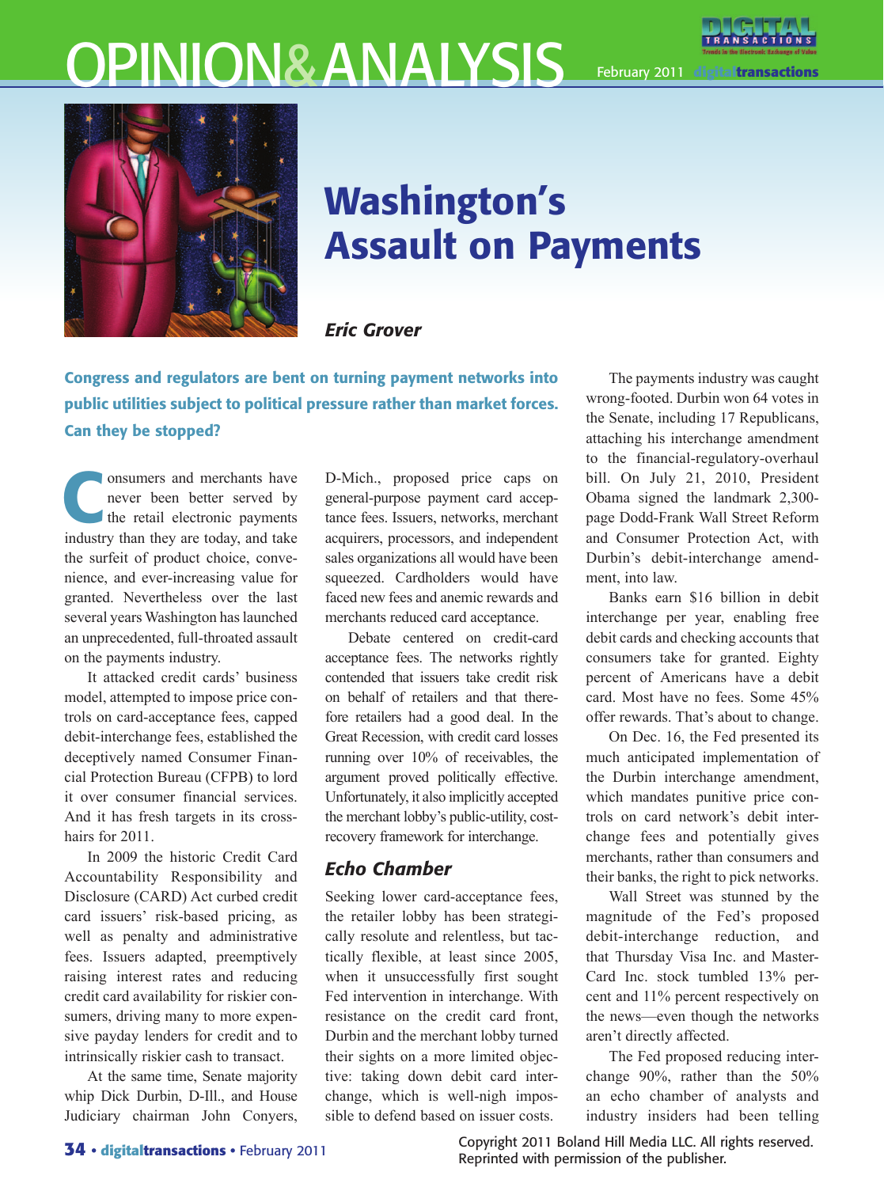# Washington's Assault on Payments

***Eric Grover***

**Congress and regulators are bent on turning payment networks into public utilities subject to political pressure rather than market forces. Can they be stopped?**

Consumers and merchants have never been better served by the retail electronic payments industry than they are today, and take the surfeit of product choice, convenience, and ever-increasing value for granted. Nevertheless over the last several years Washington has launched an unprecedented, full-throated assault on the payments industry.

It attacked credit cards' business model, attempted to impose price controls on card-acceptance fees, capped debit-interchange fees, established the deceptively named Consumer Financial Protection Bureau (CFPB) to lord it over consumer financial services. And it has fresh targets in its crosshairs for 2011.

In 2009 the historic Credit Card Accountability Responsibility and Disclosure (CARD) Act curbed credit card issuers' risk-based pricing, as well as penalty and administrative fees. Issuers adapted, preemptively raising interest rates and reducing credit card availability for riskier consumers, driving many to more expensive payday lenders for credit and to intrinsically riskier cash to transact.

At the same time, Senate majority whip Dick Durbin, D-Ill., and House Judiciary chairman John Conyers, D-Mich., proposed price caps on general-purpose payment card acceptance fees. Issuers, networks, merchant acquirers, processors, and independent sales organizations all would have been squeezed. Cardholders would have faced new fees and anemic rewards and merchants reduced card acceptance.

Debate centered on credit-card acceptance fees. The networks rightly contended that issuers take credit risk on behalf of retailers and that therefore retailers had a good deal. In the Great Recession, with credit card losses running over 10% of receivables, the argument proved politically effective. Unfortunately, it also implicitly accepted the merchant lobby's public-utility, cost-recovery framework for interchange.

### *Echo Chamber*

Seeking lower card-acceptance fees, the retailer lobby has been strategically resolute and relentless, but tactically flexible, at least since 2005, when it unsuccessfully first sought Fed intervention in interchange. With resistance on the credit card front, Durbin and the merchant lobby turned their sights on a more limited objective: taking down debit card interchange, which is well-nigh impossible to defend based on issuer costs.

The payments industry was caught wrong-footed. Durbin won 64 votes in the Senate, including 17 Republicans, attaching his interchange amendment to the financial-regulatory-overhaul bill. On July 21, 2010, President Obama signed the landmark 2,300-page Dodd-Frank Wall Street Reform and Consumer Protection Act, with Durbin's debit-interchange amendment, into law.

Banks earn $16 billion in debit interchange per year, enabling free debit cards and checking accounts that consumers take for granted. Eighty percent of Americans have a debit card. Most have no fees. Some 45% offer rewards. That's about to change.

On Dec. 16, the Fed presented its much anticipated implementation of the Durbin interchange amendment, which mandates punitive price controls on card network's debit interchange fees and potentially gives merchants, rather than consumers and their banks, the right to pick networks.

Wall Street was stunned by the magnitude of the Fed's proposed debit-interchange reduction, and that Thursday Visa Inc. and MasterCard Inc. stock tumbled 13% percent and 11% percent respectively on the news—even though the networks aren't directly affected.

The Fed proposed reducing interchange 90%, rather than the 50% an echo chamber of analysts and industry insiders had been telling

Copyright 2011 Boland Hill Media LLC. All rights reserved.
Reprinted with permission of the publisher.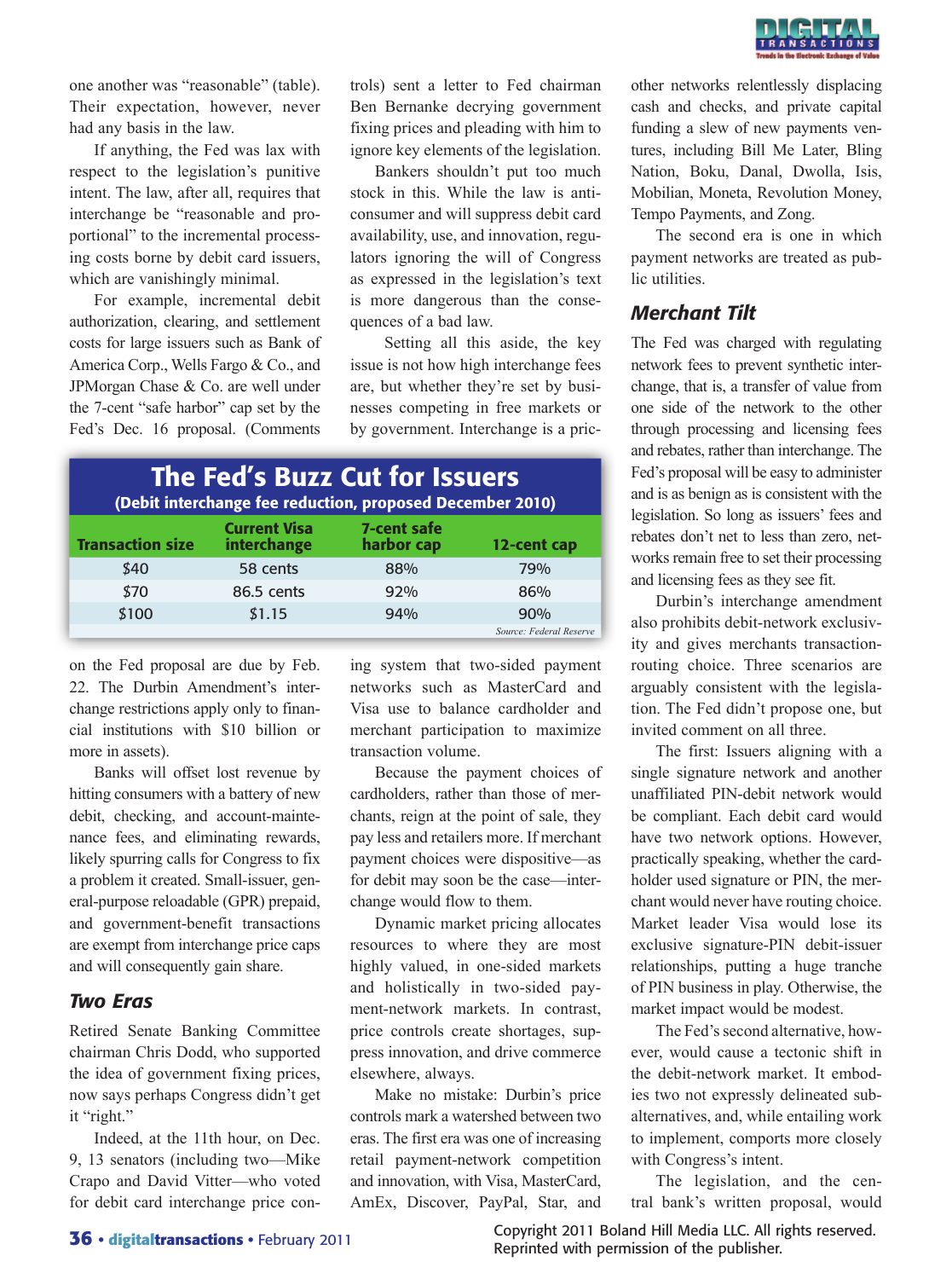one another was "reasonable" (table). Their expectation, however, never had any basis in the law.

If anything, the Fed was lax with respect to the legislation's punitive intent. The law, after all, requires that interchange be "reasonable and proportional" to the incremental processing costs borne by debit card issuers, which are vanishingly minimal.

For example, incremental debit authorization, clearing, and settlement costs for large issuers such as Bank of America Corp., Wells Fargo & Co., and JPMorgan Chase & Co. are well under the 7-cent "safe harbor" cap set by the Fed's Dec. 16 proposal. (Comments on the Fed proposal are due by Feb. 22. The Durbin Amendment's interchange restrictions apply only to financial institutions with $10 billion or more in assets).

Banks will offset lost revenue by hitting consumers with a battery of new debit, checking, and account-maintenance fees, and eliminating rewards, likely spurring calls for Congress to fix a problem it created. Small-issuer, general-purpose reloadable (GPR) prepaid, and government-benefit transactions are exempt from interchange price caps and will consequently gain share.

## Two Eras

Retired Senate Banking Committee chairman Chris Dodd, who supported the idea of government fixing prices, now says perhaps Congress didn't get it "right."

Indeed, at the 11th hour, on Dec. 9, 13 senators (including two—Mike Crapo and David Vitter—who voted for debit card interchange price controls) sent a letter to Fed chairman Ben Bernanke decrying government fixing prices and pleading with him to ignore key elements of the legislation.

Bankers shouldn't put too much stock in this. While the law is anti-consumer and will suppress debit card availability, use, and innovation, regulators ignoring the will of Congress as expressed in the legislation's text is more dangerous than the consequences of a bad law.

Setting all this aside, the key issue is not how high interchange fees are, but whether they're set by businesses competing in free markets or by government. Interchange is a pricing system that two-sided payment networks such as MasterCard and Visa use to balance cardholder and merchant participation to maximize transaction volume.

Because the payment choices of cardholders, rather than those of merchants, reign at the point of sale, they pay less and retailers more. If merchant payment choices were dispositive—as for debit may soon be the case—interchange would flow to them.

Dynamic market pricing allocates resources to where they are most highly valued, in one-sided markets and holistically in two-sided payment-network markets. In contrast, price controls create shortages, suppress innovation, and drive commerce elsewhere, always.

Make no mistake: Durbin's price controls mark a watershed between two eras. The first era was one of increasing retail payment-network competition and innovation, with Visa, MasterCard, AmEx, Discover, PayPal, Star, and other networks relentlessly displacing cash and checks, and private capital funding a slew of new payments ventures, including Bill Me Later, Bling Nation, Boku, Danal, Dwolla, Isis, Mobilian, Moneta, Revolution Money, Tempo Payments, and Zong.

The second era is one in which payment networks are treated as public utilities.

**The Fed's Buzz Cut for Issuers**
**(Debit interchange fee reduction, proposed December 2010)**

| Transaction size | Current Visa interchange | 7-cent safe harbor cap | 12-cent cap |
|---|---|---|---|
| $40 | 58 cents | 88% | 79% |
| $70 | 86.5 cents | 92% | 86% |
| $100 | $1.15 | 94% | 90% |

*Source: Federal Reserve*

## Merchant Tilt

The Fed was charged with regulating network fees to prevent synthetic interchange, that is, a transfer of value from one side of the network to the other through processing and licensing fees and rebates, rather than interchange. The Fed's proposal will be easy to administer and is as benign as is consistent with the legislation. So long as issuers' fees and rebates don't net to less than zero, networks remain free to set their processing and licensing fees as they see fit.

Durbin's interchange amendment also prohibits debit-network exclusivity and gives merchants transaction-routing choice. Three scenarios are arguably consistent with the legislation. The Fed didn't propose one, but invited comment on all three.

The first: Issuers aligning with a single signature network and another unaffiliated PIN-debit network would be compliant. Each debit card would have two network options. However, practically speaking, whether the cardholder used signature or PIN, the merchant would never have routing choice. Market leader Visa would lose its exclusive signature-PIN debit-issuer relationships, putting a huge tranche of PIN business in play. Otherwise, the market impact would be modest.

The Fed's second alternative, however, would cause a tectonic shift in the debit-network market. It embodies two not expressly delineated sub-alternatives, and, while entailing work to implement, comports more closely with Congress's intent.

The legislation, and the central bank's written proposal, would

Copyright 2011 Boland Hill Media LLC. All rights reserved.
Reprinted with permission of the publisher.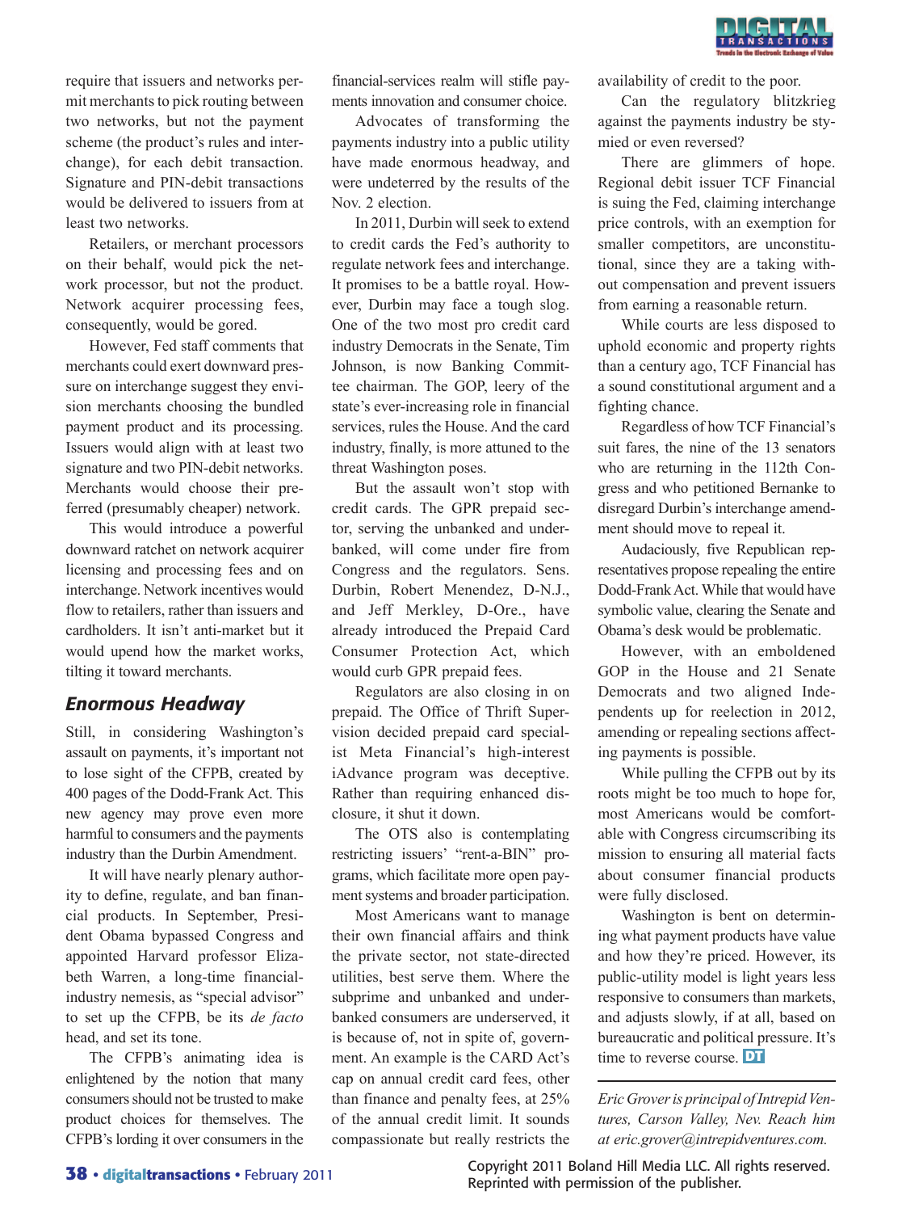require that issuers and networks permit merchants to pick routing between two networks, but not the payment scheme (the product's rules and interchange), for each debit transaction. Signature and PIN-debit transactions would be delivered to issuers from at least two networks.

Retailers, or merchant processors on their behalf, would pick the network processor, but not the product. Network acquirer processing fees, consequently, would be gored.

However, Fed staff comments that merchants could exert downward pressure on interchange suggest they envision merchants choosing the bundled payment product and its processing. Issuers would align with at least two signature and two PIN-debit networks. Merchants would choose their preferred (presumably cheaper) network.

This would introduce a powerful downward ratchet on network acquirer licensing and processing fees and on interchange. Network incentives would flow to retailers, rather than issuers and cardholders. It isn't anti-market but it would upend how the market works, tilting it toward merchants.

## Enormous Headway

Still, in considering Washington's assault on payments, it's important not to lose sight of the CFPB, created by 400 pages of the Dodd-Frank Act. This new agency may prove even more harmful to consumers and the payments industry than the Durbin Amendment.

It will have nearly plenary authority to define, regulate, and ban financial products. In September, President Obama bypassed Congress and appointed Harvard professor Elizabeth Warren, a long-time financial-industry nemesis, as "special advisor" to set up the CFPB, be its *de facto* head, and set its tone.

The CFPB's animating idea is enlightened by the notion that many consumers should not be trusted to make product choices for themselves. The CFPB's lording it over consumers in the financial-services realm will stifle payments innovation and consumer choice.

Advocates of transforming the payments industry into a public utility have made enormous headway, and were undeterred by the results of the Nov. 2 election.

In 2011, Durbin will seek to extend to credit cards the Fed's authority to regulate network fees and interchange. It promises to be a battle royal. However, Durbin may face a tough slog. One of the two most pro credit card industry Democrats in the Senate, Tim Johnson, is now Banking Committee chairman. The GOP, leery of the state's ever-increasing role in financial services, rules the House. And the card industry, finally, is more attuned to the threat Washington poses.

But the assault won't stop with credit cards. The GPR prepaid sector, serving the unbanked and underbanked, will come under fire from Congress and the regulators. Sens. Durbin, Robert Menendez, D-N.J., and Jeff Merkley, D-Ore., have already introduced the Prepaid Card Consumer Protection Act, which would curb GPR prepaid fees.

Regulators are also closing in on prepaid. The Office of Thrift Supervision decided prepaid card specialist Meta Financial's high-interest iAdvance program was deceptive. Rather than requiring enhanced disclosure, it shut it down.

The OTS also is contemplating restricting issuers' "rent-a-BIN" programs, which facilitate more open payment systems and broader participation.

Most Americans want to manage their own financial affairs and think the private sector, not state-directed utilities, best serve them. Where the subprime and unbanked and underbanked consumers are underserved, it is because of, not in spite of, government. An example is the CARD Act's cap on annual credit card fees, other than finance and penalty fees, at 25% of the annual credit limit. It sounds compassionate but really restricts the availability of credit to the poor.

Can the regulatory blitzkrieg against the payments industry be stymied or even reversed?

There are glimmers of hope. Regional debit issuer TCF Financial is suing the Fed, claiming interchange price controls, with an exemption for smaller competitors, are unconstitutional, since they are a taking without compensation and prevent issuers from earning a reasonable return.

While courts are less disposed to uphold economic and property rights than a century ago, TCF Financial has a sound constitutional argument and a fighting chance.

Regardless of how TCF Financial's suit fares, the nine of the 13 senators who are returning in the 112th Congress and who petitioned Bernanke to disregard Durbin's interchange amendment should move to repeal it.

Audaciously, five Republican representatives propose repealing the entire Dodd-Frank Act. While that would have symbolic value, clearing the Senate and Obama's desk would be problematic.

However, with an emboldened GOP in the House and 21 Senate Democrats and two aligned Independents up for reelection in 2012, amending or repealing sections affecting payments is possible.

While pulling the CFPB out by its roots might be too much to hope for, most Americans would be comfortable with Congress circumscribing its mission to ensuring all material facts about consumer financial products were fully disclosed.

Washington is bent on determining what payment products have value and how they're priced. However, its public-utility model is light years less responsive to consumers than markets, and adjusts slowly, if at all, based on bureaucratic and political pressure. It's time to reverse course. DT

---

*Eric Grover is principal of Intrepid Ventures, Carson Valley, Nev. Reach him at eric.grover@intrepidventures.com.*

Copyright 2011 Boland Hill Media LLC. All rights reserved. Reprinted with permission of the publisher.